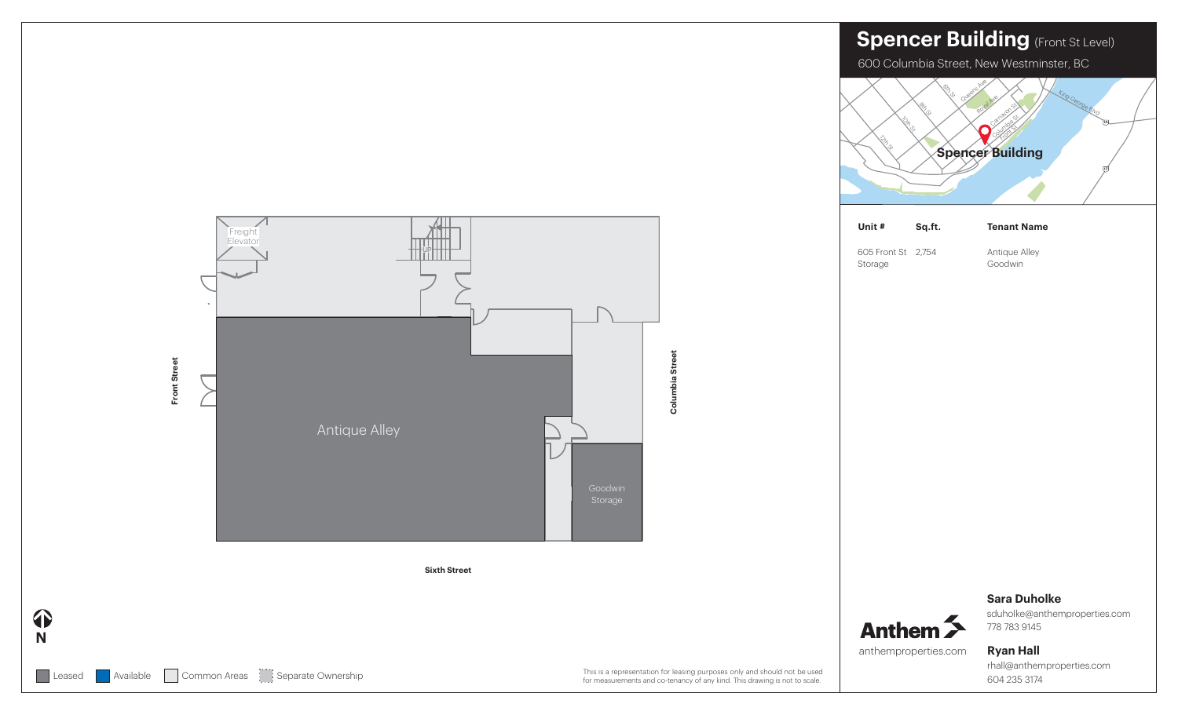# Spencer Building (Front St Level)

600 Columbia Street, New Westminster, BC

Spencer Building

| Unit # | Sq.ft. | Tenant Name |
| --- | --- | --- |
| 605 Front St | 2,754 | Antique Alley |
| Storage | | Goodwin |

Freight Elevator

UP

Front Street

Columbia Street

Antique Alley

Goodwin Storage

Sixth Street

N

Leased Available Common Areas Separate Ownership

This is a representation for leasing purposes only and should not be used for measurements and co-tenancy of any kind. This drawing is not to scale.

Anthem

anthemproperties.com

**Sara Duholke**
sduholke@anthemproperties.com
778 783 9145

**Ryan Hall**
rhall@anthemproperties.com
604 235 3174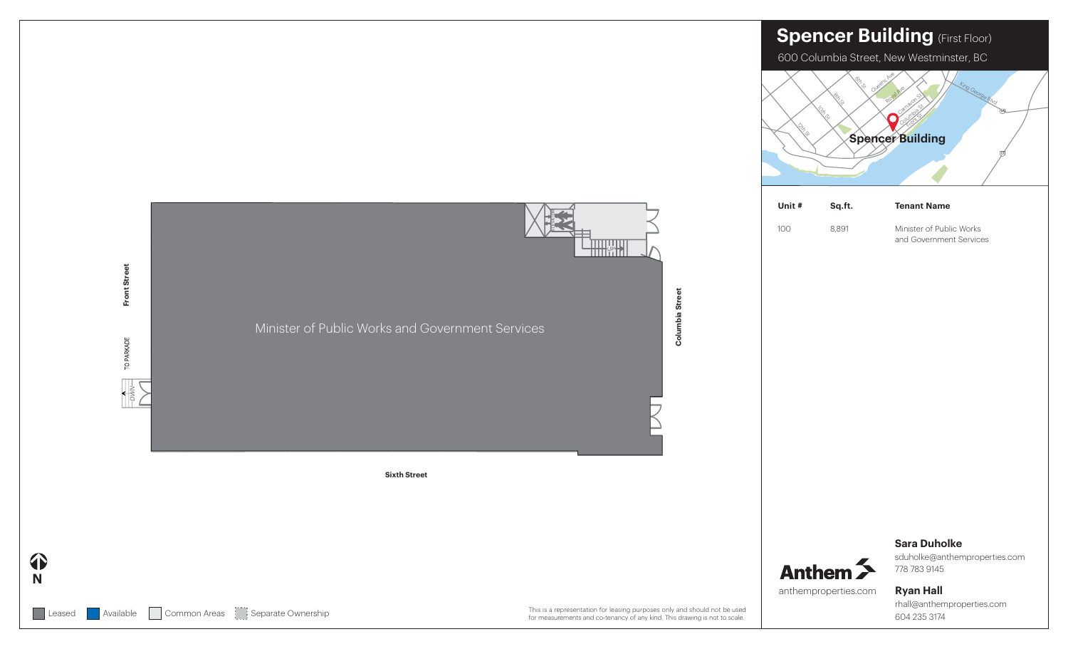# Spencer Building (First Floor)

600 Columbia Street, New Westminster, BC

Spencer Building

| Unit # | Sq.ft. | Tenant Name |
|---|---|---|
| 100 | 8,891 | Minister of Public Works and Government Services |

Front Street

TO PARKADE

DWN

Minister of Public Works and Government Services

Columbia Street

Sixth Street

N

Leased | Available | Common Areas | Separate Ownership

This is a representation for leasing purposes only and should not be used for measurements and co-tenancy of any kind. This drawing is not to scale.

Anthem

anthemproperties.com

**Sara Duholke**
sduholke@anthemproperties.com
778 783 9145

**Ryan Hall**
rhall@anthemproperties.com
604 235 3174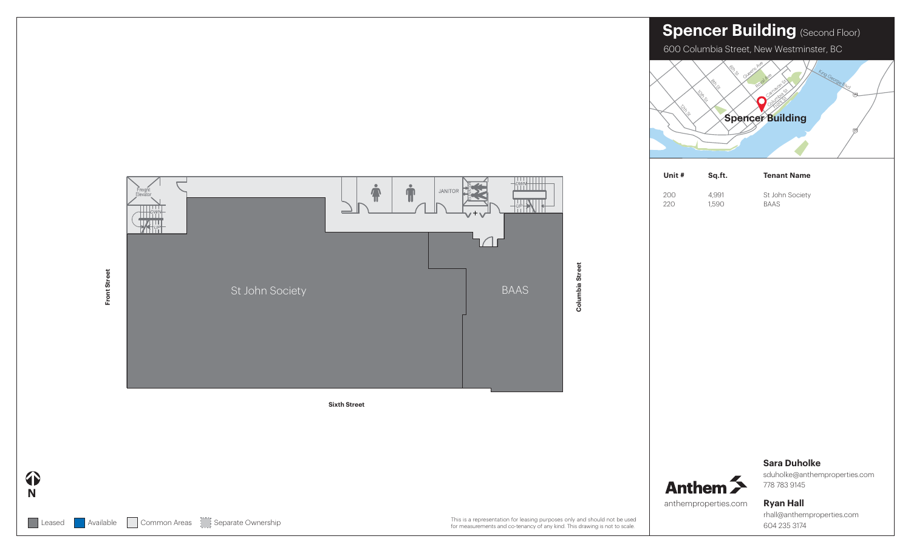# Spencer Building (Second Floor)

600 Columbia Street, New Westminster, BC

Spencer Building

| Unit # | Sq.ft. | Tenant Name |
|---|---|---|
| 200 | 4,991 | St John Society |
| 220 | 1,590 | BAAS |

Front Street

Columbia Street

Sixth Street

Freight Elevator

JANITOR

St John Society

BAAS

N

Leased

Available

Common Areas

Separate Ownership

This is a representation for leasing purposes only and should not be used for measurements and co-tenancy of any kind. This drawing is not to scale.

**Anthem**

anthemproperties.com

**Sara Duholke**
sduholke@anthemproperties.com
778 783 9145

**Ryan Hall**
rhall@anthemproperties.com
604 235 3174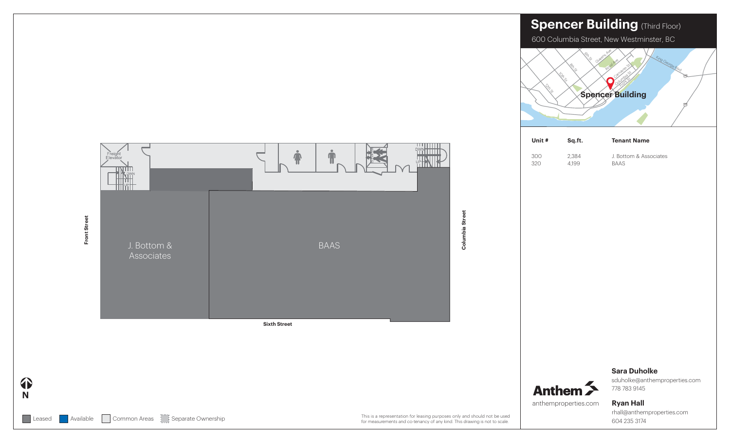# Spencer Building (Third Floor)

600 Columbia Street, New Westminster, BC

Spencer Building

| Unit # | Sq.ft. | Tenant Name |
|---|---|---|
| 300 | 2,384 | J. Bottom & Associates |
| 320 | 4,199 | BAAS |

Freight Elevator

DWN

UP

J. Bottom & Associates

BAAS

Front Street

Columbia Street

Sixth Street

N

Leased Available Common Areas Separate Ownership

This is a representation for leasing purposes only and should not be used for measurements and co-tenancy of any kind. This drawing is not to scale.

Anthem

anthemproperties.com

**Sara Duholke**
sduholke@anthemproperties.com
778 783 9145

**Ryan Hall**
rhall@anthemproperties.com
604 235 3174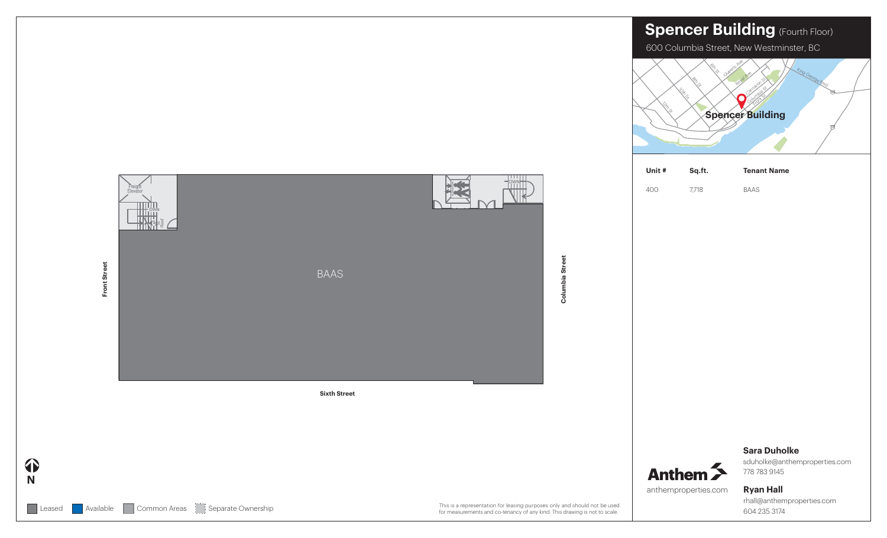# Spencer Building (Fourth Floor)

600 Columbia Street, New Westminster, BC

Front Street

Freight Elevator

DWN

Roof

BAAS

DWN

Columbia Street

Sixth Street

N

Leased Available Common Areas Separate Ownership

This is a representation for leasing purposes only and should not be used for measurements and co-tenancy of any kind. This drawing is not to scale.

| Unit # | Sq.ft. | Tenant Name |
|---|---|---|
| 400 | 7,718 | BAAS |

**Anthem**

anthemproperties.com

**Sara Duholke**
sduholke@anthemproperties.com
778 783 9145

**Ryan Hall**
rhall@anthemproperties.com
604 235 3174